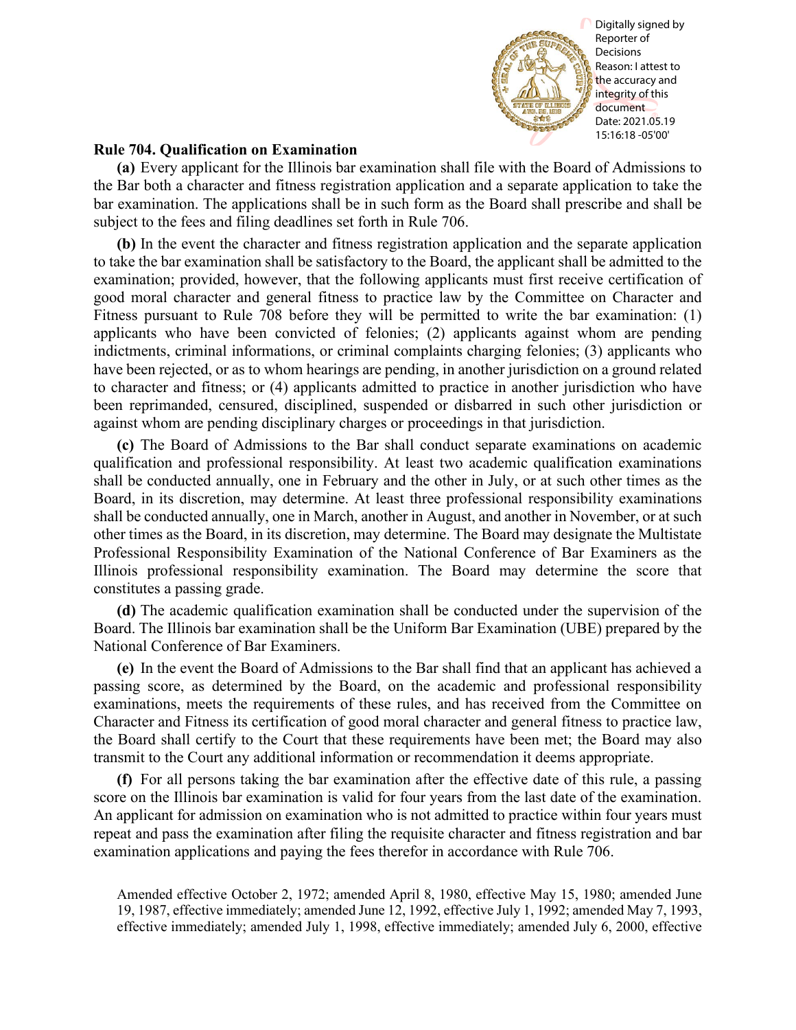**Rule 704. Qualification on Examination**

**(a)** Every applicant for the Illinois bar examination shall file with the Board of Admissions to the Bar both a character and fitness registration application and a separate application to take the bar examination. The applications shall be in such form as the Board shall prescribe and shall be subject to the fees and filing deadlines set forth in Rule 706.

**(b)** In the event the character and fitness registration application and the separate application to take the bar examination shall be satisfactory to the Board, the applicant shall be admitted to the examination; provided, however, that the following applicants must first receive certification of good moral character and general fitness to practice law by the Committee on Character and Fitness pursuant to Rule 708 before they will be permitted to write the bar examination: (1) applicants who have been convicted of felonies; (2) applicants against whom are pending indictments, criminal informations, or criminal complaints charging felonies; (3) applicants who have been rejected, or as to whom hearings are pending, in another jurisdiction on a ground related to character and fitness; or (4) applicants admitted to practice in another jurisdiction who have been reprimanded, censured, disciplined, suspended or disbarred in such other jurisdiction or against whom are pending disciplinary charges or proceedings in that jurisdiction.

**(c)** The Board of Admissions to the Bar shall conduct separate examinations on academic qualification and professional responsibility. At least two academic qualification examinations shall be conducted annually, one in February and the other in July, or at such other times as the Board, in its discretion, may determine. At least three professional responsibility examinations shall be conducted annually, one in March, another in August, and another in November, or at such other times as the Board, in its discretion, may determine. The Board may designate the Multistate Professional Responsibility Examination of the National Conference of Bar Examiners as the Illinois professional responsibility examination. The Board may determine the score that constitutes a passing grade.

**(d)** The academic qualification examination shall be conducted under the supervision of the Board. The Illinois bar examination shall be the Uniform Bar Examination (UBE) prepared by the National Conference of Bar Examiners.

**(e)** In the event the Board of Admissions to the Bar shall find that an applicant has achieved a passing score, as determined by the Board, on the academic and professional responsibility examinations, meets the requirements of these rules, and has received from the Committee on Character and Fitness its certification of good moral character and general fitness to practice law, the Board shall certify to the Court that these requirements have been met; the Board may also transmit to the Court any additional information or recommendation it deems appropriate.

**(f)** For all persons taking the bar examination after the effective date of this rule, a passing score on the Illinois bar examination is valid for four years from the last date of the examination. An applicant for admission on examination who is not admitted to practice within four years must repeat and pass the examination after filing the requisite character and fitness registration and bar examination applications and paying the fees therefor in accordance with Rule 706.

Amended effective October 2, 1972; amended April 8, 1980, effective May 15, 1980; amended June 19, 1987, effective immediately; amended June 12, 1992, effective July 1, 1992; amended May 7, 1993, effective immediately; amended July 1, 1998, effective immediately; amended July 6, 2000, effective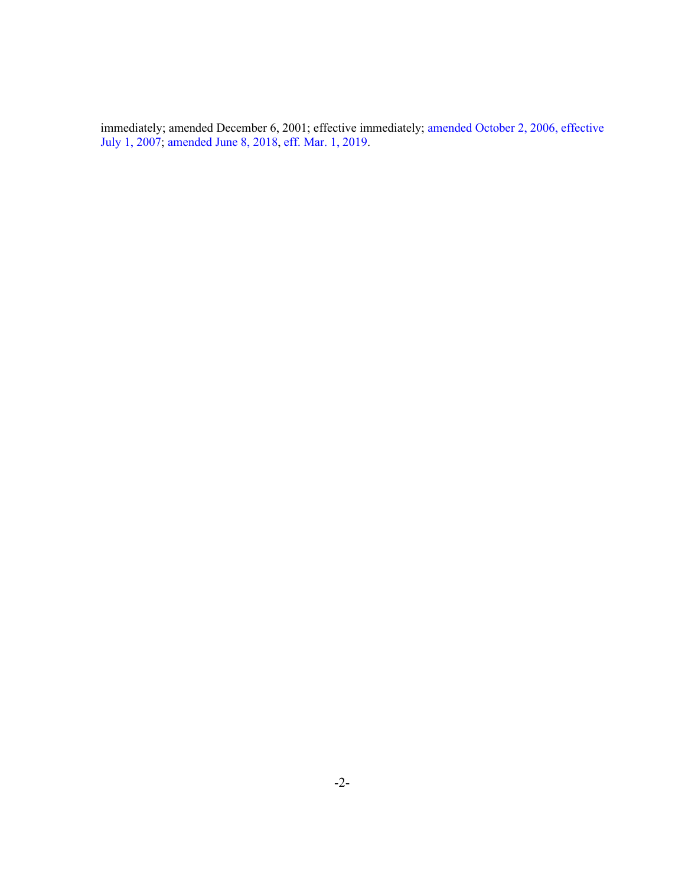immediately; amended December 6, 2001; effective immediately; amended October 2, 2006, effective July 1, 2007; amended June 8, 2018, eff. Mar. 1, 2019.